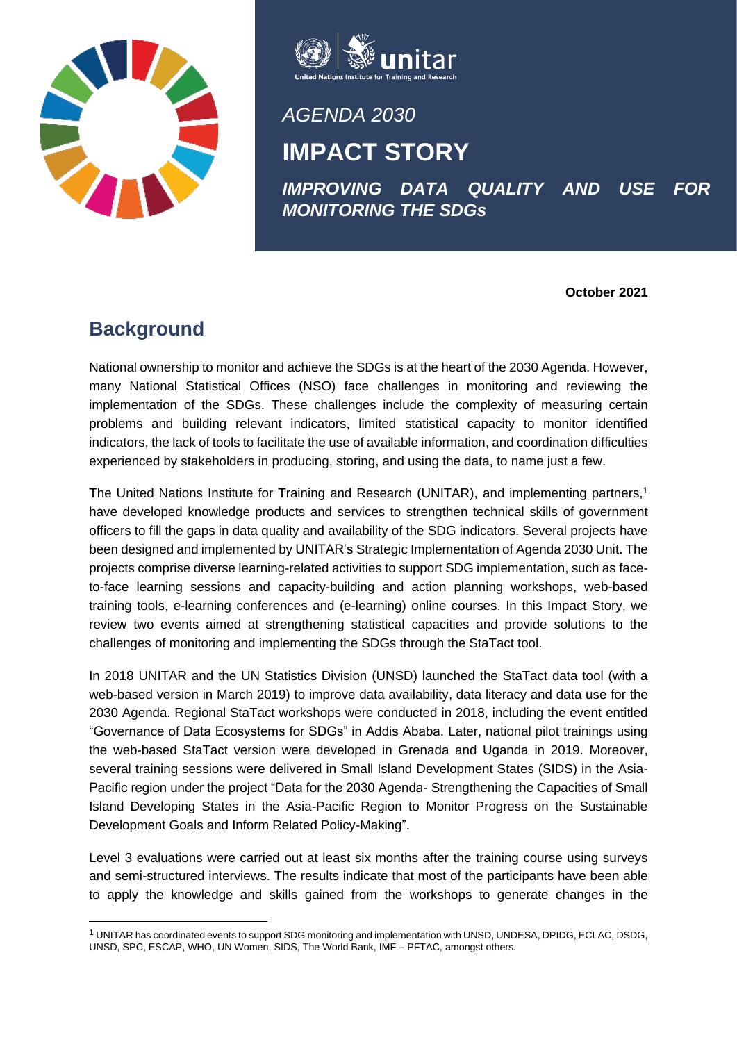AGENDA 2030

# IMPACT STORY

## *IMPROVING DATA QUALITY AND USE FOR MONITORING THE SDGs*

**October 2021**

## Background

National ownership to monitor and achieve the SDGs is at the heart of the 2030 Agenda. However, many National Statistical Offices (NSO) face challenges in monitoring and reviewing the implementation of the SDGs. These challenges include the complexity of measuring certain problems and building relevant indicators, limited statistical capacity to monitor identified indicators, the lack of tools to facilitate the use of available information, and coordination difficulties experienced by stakeholders in producing, storing, and using the data, to name just a few.

The United Nations Institute for Training and Research (UNITAR), and implementing partners,[1] have developed knowledge products and services to strengthen technical skills of government officers to fill the gaps in data quality and availability of the SDG indicators. Several projects have been designed and implemented by UNITAR's Strategic Implementation of Agenda 2030 Unit. The projects comprise diverse learning-related activities to support SDG implementation, such as face-to-face learning sessions and capacity-building and action planning workshops, web-based training tools, e-learning conferences and (e-learning) online courses. In this Impact Story, we review two events aimed at strengthening statistical capacities and provide solutions to the challenges of monitoring and implementing the SDGs through the StaTact tool.

In 2018 UNITAR and the UN Statistics Division (UNSD) launched the StaTact data tool (with a web-based version in March 2019) to improve data availability, data literacy and data use for the 2030 Agenda. Regional StaTact workshops were conducted in 2018, including the event entitled "Governance of Data Ecosystems for SDGs" in Addis Ababa. Later, national pilot trainings using the web-based StaTact version were developed in Grenada and Uganda in 2019. Moreover, several training sessions were delivered in Small Island Development States (SIDS) in the Asia-Pacific region under the project "Data for the 2030 Agenda- Strengthening the Capacities of Small Island Developing States in the Asia-Pacific Region to Monitor Progress on the Sustainable Development Goals and Inform Related Policy-Making".

Level 3 evaluations were carried out at least six months after the training course using surveys and semi-structured interviews. The results indicate that most of the participants have been able to apply the knowledge and skills gained from the workshops to generate changes in the

[1] UNITAR has coordinated events to support SDG monitoring and implementation with UNSD, UNDESA, DPIDG, ECLAC, DSDG, UNSD, SPC, ESCAP, WHO, UN Women, SIDS, The World Bank, IMF – PFTAC, amongst others.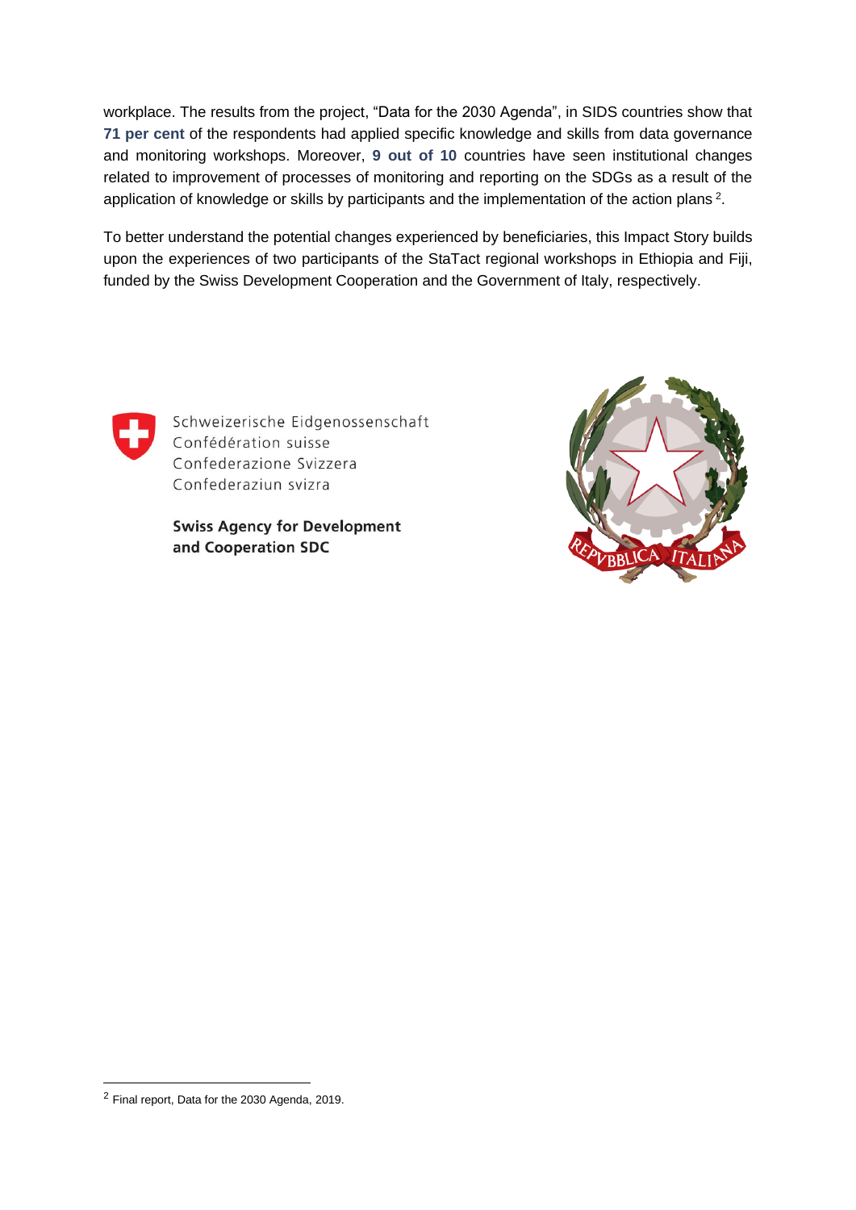workplace. The results from the project, "Data for the 2030 Agenda", in SIDS countries show that **71 per cent** of the respondents had applied specific knowledge and skills from data governance and monitoring workshops. Moreover, **9 out of 10** countries have seen institutional changes related to improvement of processes of monitoring and reporting on the SDGs as a result of the application of knowledge or skills by participants and the implementation of the action plans [2].

To better understand the potential changes experienced by beneficiaries, this Impact Story builds upon the experiences of two participants of the StaTact regional workshops in Ethiopia and Fiji, funded by the Swiss Development Cooperation and the Government of Italy, respectively.

Schweizerische Eidgenossenschaft
Confédération suisse
Confederazione Svizzera
Confederaziun svizra

**Swiss Agency for Development and Cooperation SDC**

REPVBBLICA ITALIANA

[2] Final report, Data for the 2030 Agenda, 2019.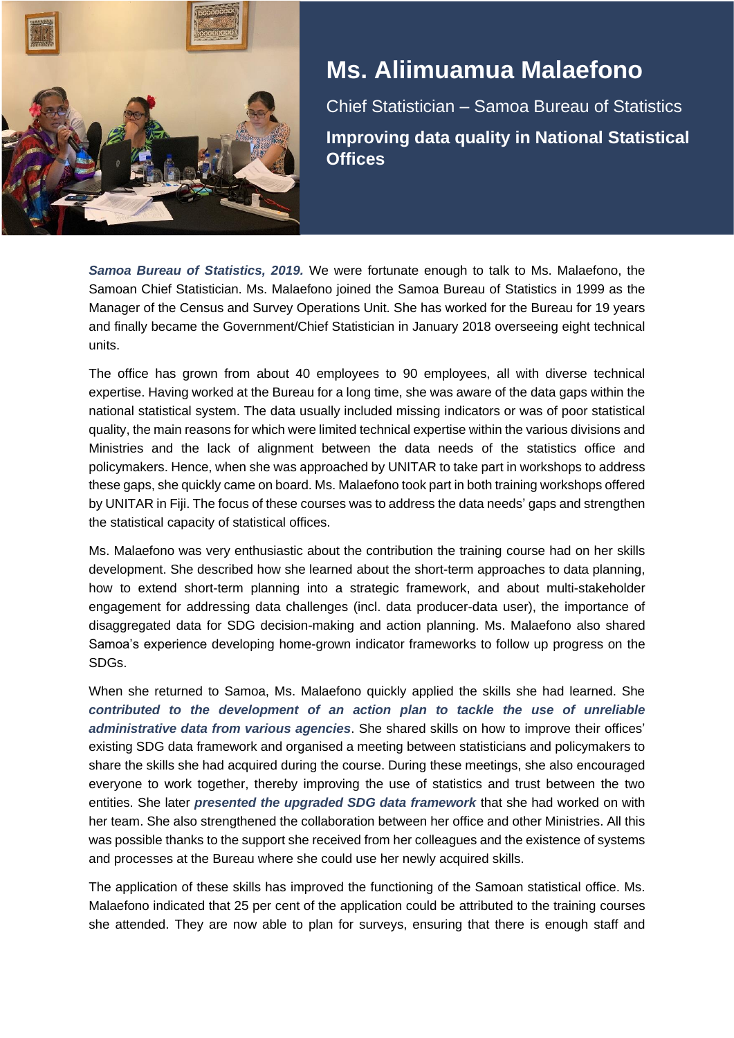# Ms. Aliimuamua Malaefono

Chief Statistician – Samoa Bureau of Statistics

**Improving data quality in National Statistical Offices**

***Samoa Bureau of Statistics, 2019.*** We were fortunate enough to talk to Ms. Malaefono, the Samoan Chief Statistician. Ms. Malaefono joined the Samoa Bureau of Statistics in 1999 as the Manager of the Census and Survey Operations Unit. She has worked for the Bureau for 19 years and finally became the Government/Chief Statistician in January 2018 overseeing eight technical units.

The office has grown from about 40 employees to 90 employees, all with diverse technical expertise. Having worked at the Bureau for a long time, she was aware of the data gaps within the national statistical system. The data usually included missing indicators or was of poor statistical quality, the main reasons for which were limited technical expertise within the various divisions and Ministries and the lack of alignment between the data needs of the statistics office and policymakers. Hence, when she was approached by UNITAR to take part in workshops to address these gaps, she quickly came on board. Ms. Malaefono took part in both training workshops offered by UNITAR in Fiji. The focus of these courses was to address the data needs' gaps and strengthen the statistical capacity of statistical offices.

Ms. Malaefono was very enthusiastic about the contribution the training course had on her skills development. She described how she learned about the short-term approaches to data planning, how to extend short-term planning into a strategic framework, and about multi-stakeholder engagement for addressing data challenges (incl. data producer-data user), the importance of disaggregated data for SDG decision-making and action planning. Ms. Malaefono also shared Samoa's experience developing home-grown indicator frameworks to follow up progress on the SDGs.

When she returned to Samoa, Ms. Malaefono quickly applied the skills she had learned. She ***contributed to the development of an action plan to tackle the use of unreliable administrative data from various agencies***. She shared skills on how to improve their offices' existing SDG data framework and organised a meeting between statisticians and policymakers to share the skills she had acquired during the course. During these meetings, she also encouraged everyone to work together, thereby improving the use of statistics and trust between the two entities. She later ***presented the upgraded SDG data framework*** that she had worked on with her team. She also strengthened the collaboration between her office and other Ministries. All this was possible thanks to the support she received from her colleagues and the existence of systems and processes at the Bureau where she could use her newly acquired skills.

The application of these skills has improved the functioning of the Samoan statistical office. Ms. Malaefono indicated that 25 per cent of the application could be attributed to the training courses she attended. They are now able to plan for surveys, ensuring that there is enough staff and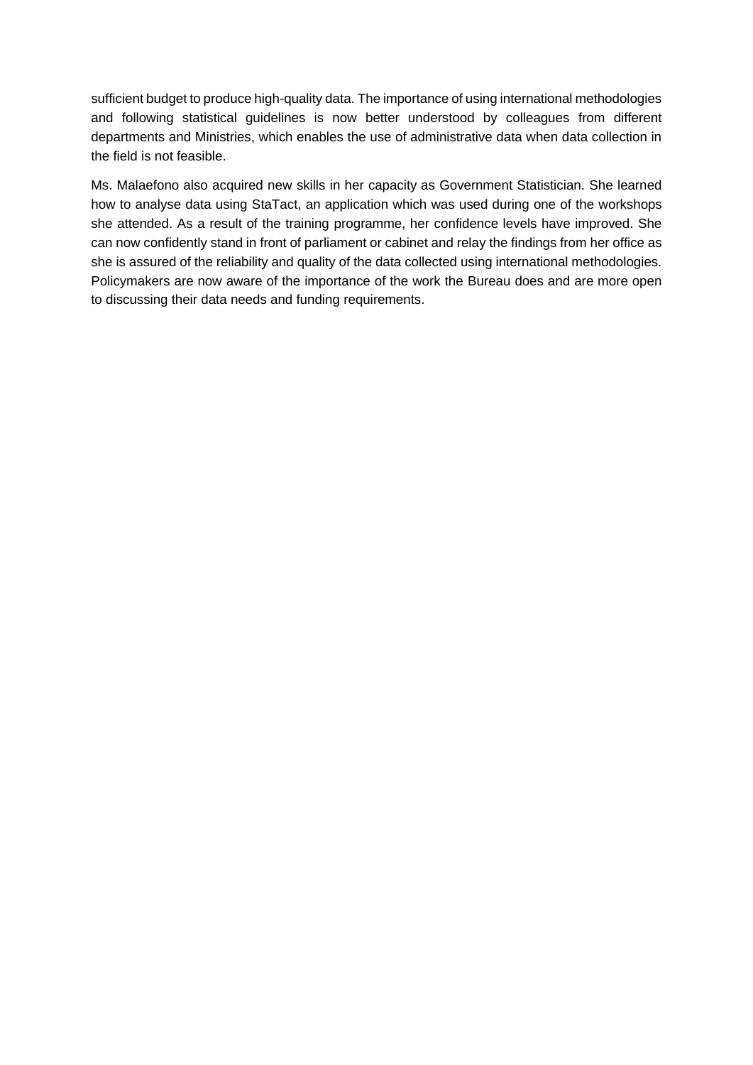sufficient budget to produce high-quality data. The importance of using international methodologies and following statistical guidelines is now better understood by colleagues from different departments and Ministries, which enables the use of administrative data when data collection in the field is not feasible.

Ms. Malaefono also acquired new skills in her capacity as Government Statistician. She learned how to analyse data using StaTact, an application which was used during one of the workshops she attended. As a result of the training programme, her confidence levels have improved. She can now confidently stand in front of parliament or cabinet and relay the findings from her office as she is assured of the reliability and quality of the data collected using international methodologies. Policymakers are now aware of the importance of the work the Bureau does and are more open to discussing their data needs and funding requirements.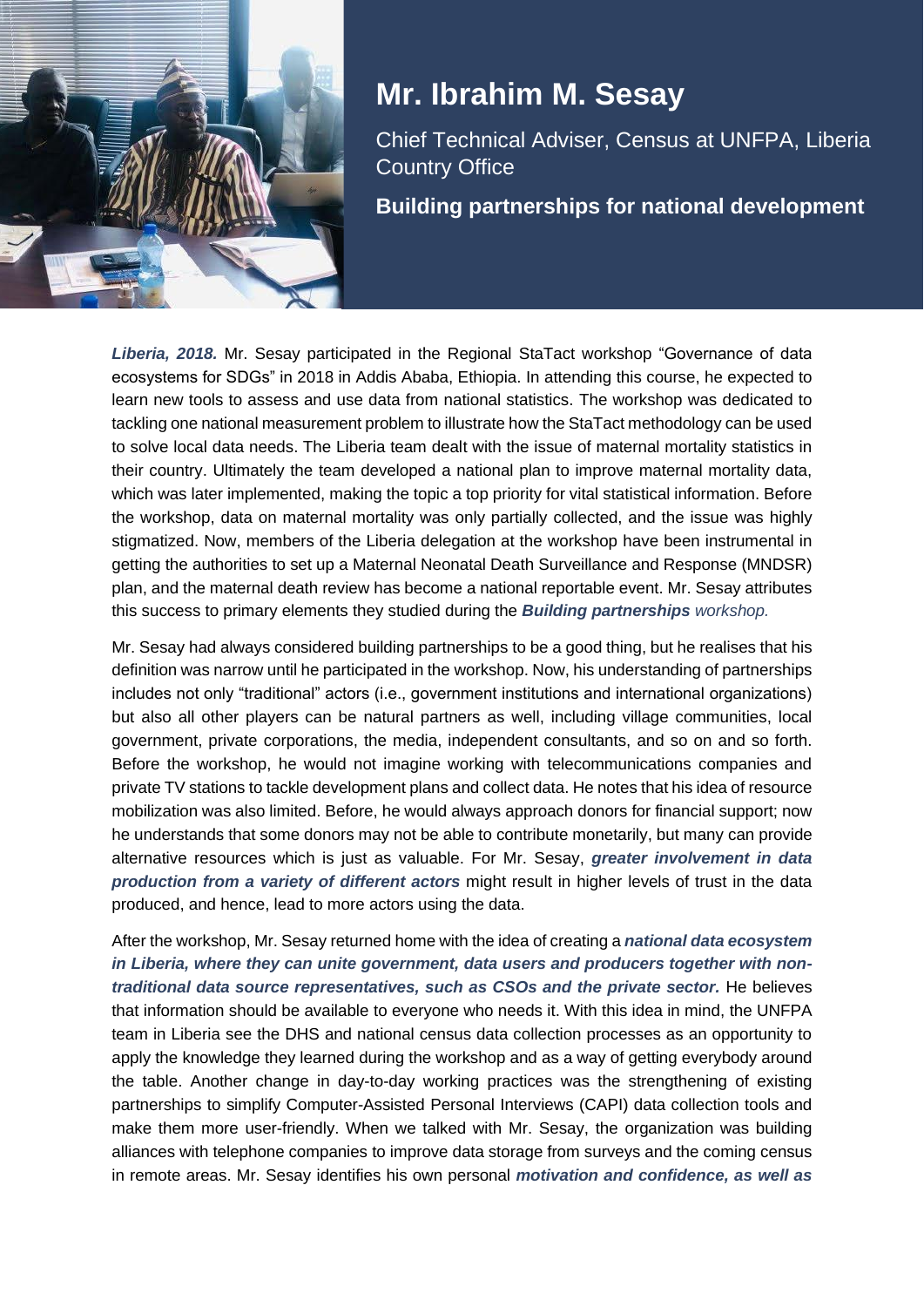# Mr. Ibrahim M. Sesay

Chief Technical Adviser, Census at UNFPA, Liberia Country Office

**Building partnerships for national development**

***Liberia, 2018.*** Mr. Sesay participated in the Regional StaTact workshop “Governance of data ecosystems for SDGs” in 2018 in Addis Ababa, Ethiopia. In attending this course, he expected to learn new tools to assess and use data from national statistics. The workshop was dedicated to tackling one national measurement problem to illustrate how the StaTact methodology can be used to solve local data needs. The Liberia team dealt with the issue of maternal mortality statistics in their country. Ultimately the team developed a national plan to improve maternal mortality data, which was later implemented, making the topic a top priority for vital statistical information. Before the workshop, data on maternal mortality was only partially collected, and the issue was highly stigmatized. Now, members of the Liberia delegation at the workshop have been instrumental in getting the authorities to set up a Maternal Neonatal Death Surveillance and Response (MNDSR) plan, and the maternal death review has become a national reportable event. Mr. Sesay attributes this success to primary elements they studied during the ***Building partnerships*** *workshop.*

Mr. Sesay had always considered building partnerships to be a good thing, but he realises that his definition was narrow until he participated in the workshop. Now, his understanding of partnerships includes not only “traditional” actors (i.e., government institutions and international organizations) but also all other players can be natural partners as well, including village communities, local government, private corporations, the media, independent consultants, and so on and so forth. Before the workshop, he would not imagine working with telecommunications companies and private TV stations to tackle development plans and collect data. He notes that his idea of resource mobilization was also limited. Before, he would always approach donors for financial support; now he understands that some donors may not be able to contribute monetarily, but many can provide alternative resources which is just as valuable. For Mr. Sesay, ***greater involvement in data production from a variety of different actors*** might result in higher levels of trust in the data produced, and hence, lead to more actors using the data.

After the workshop, Mr. Sesay returned home with the idea of creating a ***national data ecosystem in Liberia, where they can unite government, data users and producers together with non-traditional data source representatives, such as CSOs and the private sector.*** He believes that information should be available to everyone who needs it. With this idea in mind, the UNFPA team in Liberia see the DHS and national census data collection processes as an opportunity to apply the knowledge they learned during the workshop and as a way of getting everybody around the table. Another change in day-to-day working practices was the strengthening of existing partnerships to simplify Computer-Assisted Personal Interviews (CAPI) data collection tools and make them more user-friendly. When we talked with Mr. Sesay, the organization was building alliances with telephone companies to improve data storage from surveys and the coming census in remote areas. Mr. Sesay identifies his own personal ***motivation and confidence, as well as***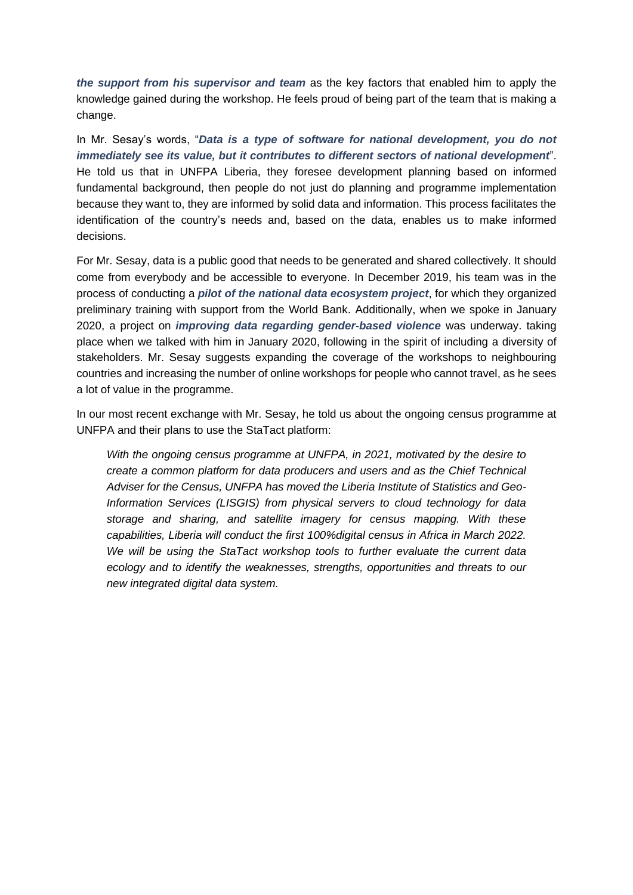***the support from his supervisor and team*** as the key factors that enabled him to apply the knowledge gained during the workshop. He feels proud of being part of the team that is making a change.

In Mr. Sesay's words, "***Data is a type of software for national development, you do not immediately see its value, but it contributes to different sectors of national development***". He told us that in UNFPA Liberia, they foresee development planning based on informed fundamental background, then people do not just do planning and programme implementation because they want to, they are informed by solid data and information. This process facilitates the identification of the country's needs and, based on the data, enables us to make informed decisions.

For Mr. Sesay, data is a public good that needs to be generated and shared collectively. It should come from everybody and be accessible to everyone. In December 2019, his team was in the process of conducting a ***pilot of the national data ecosystem project***, for which they organized preliminary training with support from the World Bank. Additionally, when we spoke in January 2020, a project on ***improving data regarding gender-based violence*** was underway. taking place when we talked with him in January 2020, following in the spirit of including a diversity of stakeholders. Mr. Sesay suggests expanding the coverage of the workshops to neighbouring countries and increasing the number of online workshops for people who cannot travel, as he sees a lot of value in the programme.

In our most recent exchange with Mr. Sesay, he told us about the ongoing census programme at UNFPA and their plans to use the StaTact platform:

> *With the ongoing census programme at UNFPA, in 2021, motivated by the desire to create a common platform for data producers and users and as the Chief Technical Adviser for the Census, UNFPA has moved the Liberia Institute of Statistics and Geo-Information Services (LISGIS) from physical servers to cloud technology for data storage and sharing, and satellite imagery for census mapping. With these capabilities, Liberia will conduct the first 100%digital census in Africa in March 2022. We will be using the StaTact workshop tools to further evaluate the current data ecology and to identify the weaknesses, strengths, opportunities and threats to our new integrated digital data system.*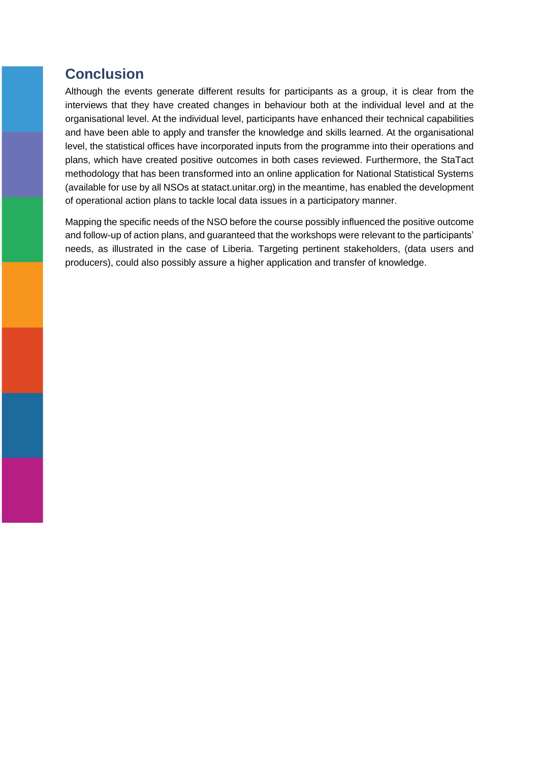## Conclusion

Although the events generate different results for participants as a group, it is clear from the interviews that they have created changes in behaviour both at the individual level and at the organisational level. At the individual level, participants have enhanced their technical capabilities and have been able to apply and transfer the knowledge and skills learned. At the organisational level, the statistical offices have incorporated inputs from the programme into their operations and plans, which have created positive outcomes in both cases reviewed. Furthermore, the StaTact methodology that has been transformed into an online application for National Statistical Systems (available for use by all NSOs at statact.unitar.org) in the meantime, has enabled the development of operational action plans to tackle local data issues in a participatory manner.

Mapping the specific needs of the NSO before the course possibly influenced the positive outcome and follow-up of action plans, and guaranteed that the workshops were relevant to the participants' needs, as illustrated in the case of Liberia. Targeting pertinent stakeholders, (data users and producers), could also possibly assure a higher application and transfer of knowledge.